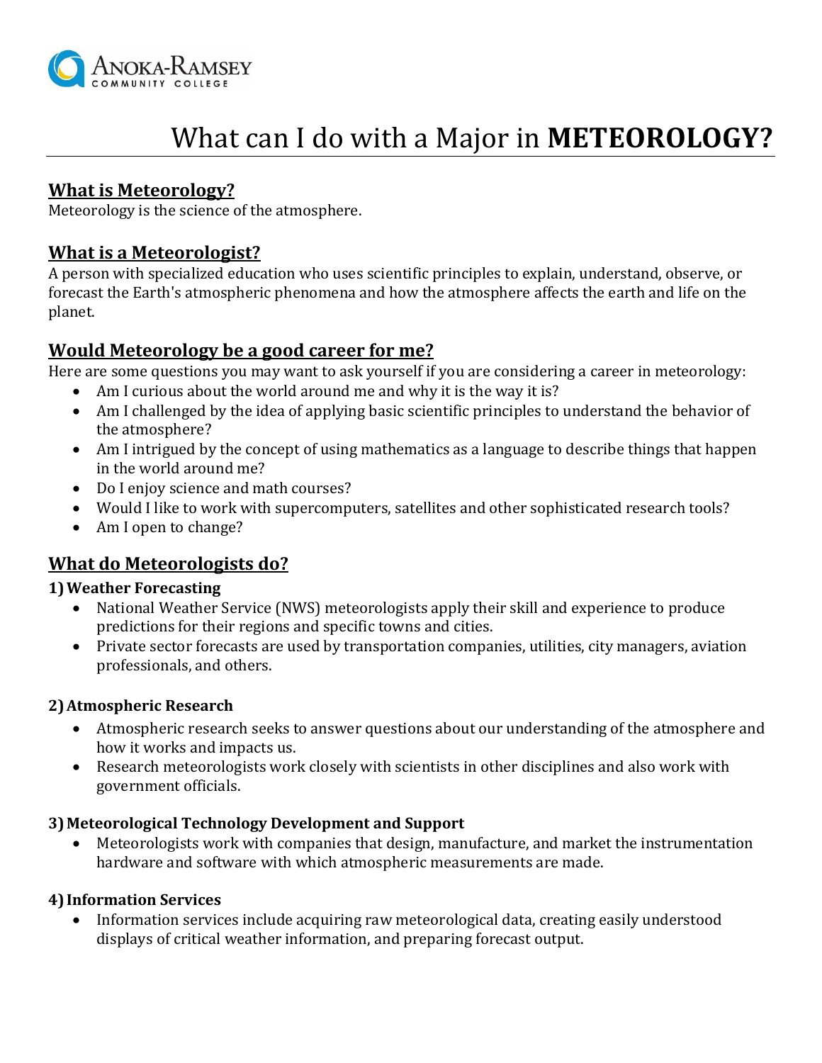Anoka-Ramsey Community College

# What can I do with a Major in **METEOROLOGY?**

## What is Meteorology?

Meteorology is the science of the atmosphere.

## What is a Meteorologist?

A person with specialized education who uses scientific principles to explain, understand, observe, or forecast the Earth's atmospheric phenomena and how the atmosphere affects the earth and life on the planet.

## Would Meteorology be a good career for me?

Here are some questions you may want to ask yourself if you are considering a career in meteorology:

- Am I curious about the world around me and why it is the way it is?
- Am I challenged by the idea of applying basic scientific principles to understand the behavior of the atmosphere?
- Am I intrigued by the concept of using mathematics as a language to describe things that happen in the world around me?
- Do I enjoy science and math courses?
- Would I like to work with supercomputers, satellites and other sophisticated research tools?
- Am I open to change?

## What do Meteorologists do?

### 1) Weather Forecasting

- National Weather Service (NWS) meteorologists apply their skill and experience to produce predictions for their regions and specific towns and cities.
- Private sector forecasts are used by transportation companies, utilities, city managers, aviation professionals, and others.

### 2) Atmospheric Research

- Atmospheric research seeks to answer questions about our understanding of the atmosphere and how it works and impacts us.
- Research meteorologists work closely with scientists in other disciplines and also work with government officials.

### 3) Meteorological Technology Development and Support

- Meteorologists work with companies that design, manufacture, and market the instrumentation hardware and software with which atmospheric measurements are made.

### 4) Information Services

- Information services include acquiring raw meteorological data, creating easily understood displays of critical weather information, and preparing forecast output.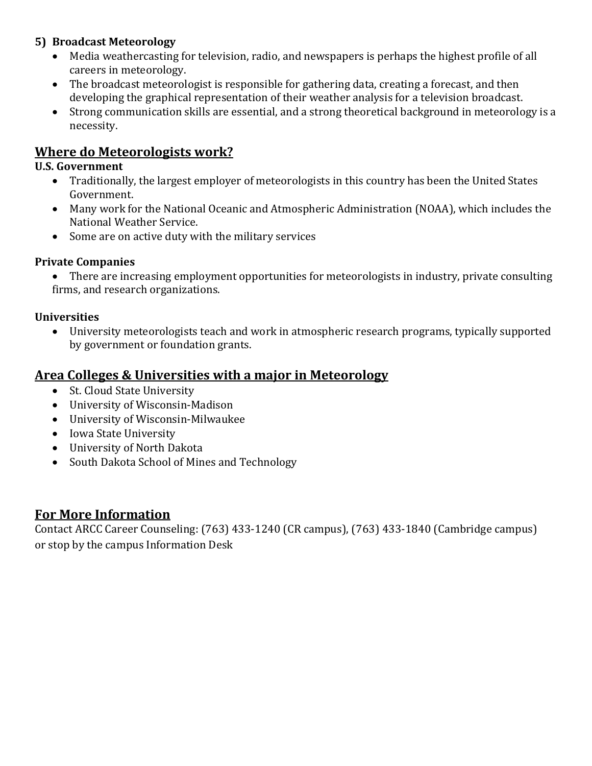**5) Broadcast Meteorology**

- Media weathercasting for television, radio, and newspapers is perhaps the highest profile of all careers in meteorology.
- The broadcast meteorologist is responsible for gathering data, creating a forecast, and then developing the graphical representation of their weather analysis for a television broadcast.
- Strong communication skills are essential, and a strong theoretical background in meteorology is a necessity.

## Where do Meteorologists work?

**U.S. Government**

- Traditionally, the largest employer of meteorologists in this country has been the United States Government.
- Many work for the National Oceanic and Atmospheric Administration (NOAA), which includes the National Weather Service.
- Some are on active duty with the military services

**Private Companies**

- There are increasing employment opportunities for meteorologists in industry, private consulting firms, and research organizations.

**Universities**

- University meteorologists teach and work in atmospheric research programs, typically supported by government or foundation grants.

## Area Colleges & Universities with a major in Meteorology

- St. Cloud State University
- University of Wisconsin-Madison
- University of Wisconsin-Milwaukee
- Iowa State University
- University of North Dakota
- South Dakota School of Mines and Technology

## For More Information

Contact ARCC Career Counseling: (763) 433-1240 (CR campus), (763) 433-1840 (Cambridge campus) or stop by the campus Information Desk